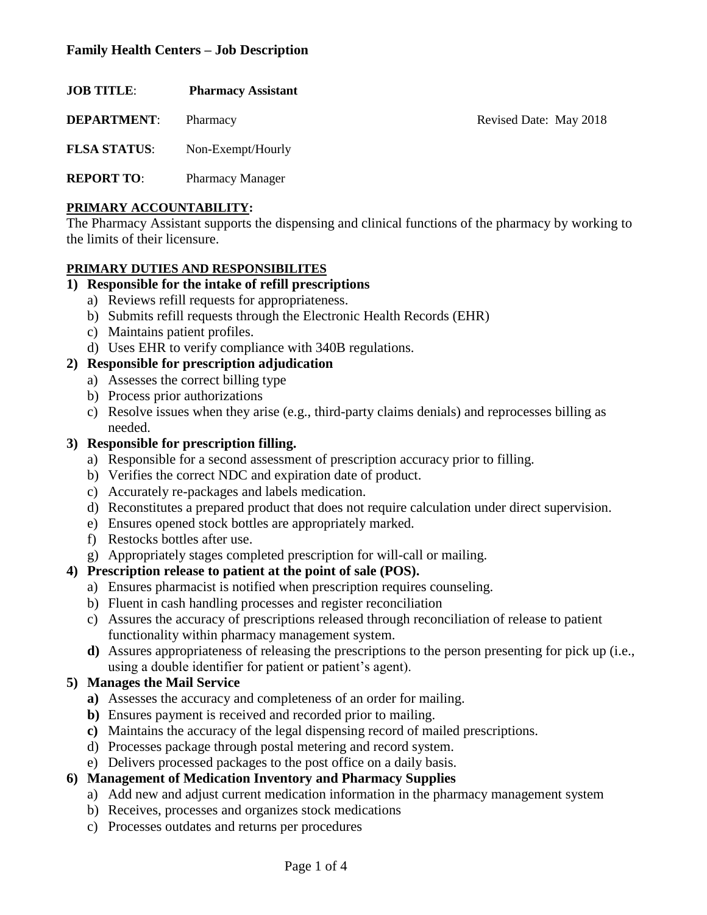**Family Health Centers – Job Description**

**JOB TITLE**: **Pharmacy Assistant**

**DEPARTMENT**: Pharmacy

Revised Date: May 2018

**FLSA STATUS**: Non-Exempt/Hourly

**REPORT TO**: Pharmacy Manager

**PRIMARY ACCOUNTABILITY:**

The Pharmacy Assistant supports the dispensing and clinical functions of the pharmacy by working to the limits of their licensure.

**PRIMARY DUTIES AND RESPONSIBILITES**

1) **Responsible for the intake of refill prescriptions**
   a) Reviews refill requests for appropriateness.
   b) Submits refill requests through the Electronic Health Records (EHR)
   c) Maintains patient profiles.
   d) Uses EHR to verify compliance with 340B regulations.
2) **Responsible for prescription adjudication**
   a) Assesses the correct billing type
   b) Process prior authorizations
   c) Resolve issues when they arise (e.g., third-party claims denials) and reprocesses billing as needed.
3) **Responsible for prescription filling.**
   a) Responsible for a second assessment of prescription accuracy prior to filling.
   b) Verifies the correct NDC and expiration date of product.
   c) Accurately re-packages and labels medication.
   d) Reconstitutes a prepared product that does not require calculation under direct supervision.
   e) Ensures opened stock bottles are appropriately marked.
   f) Restocks bottles after use.
   g) Appropriately stages completed prescription for will-call or mailing.
4) **Prescription release to patient at the point of sale (POS).**
   a) Ensures pharmacist is notified when prescription requires counseling.
   b) Fluent in cash handling processes and register reconciliation
   c) Assures the accuracy of prescriptions released through reconciliation of release to patient functionality within pharmacy management system.
   **d)** Assures appropriateness of releasing the prescriptions to the person presenting for pick up (i.e., using a double identifier for patient or patient's agent).
5) **Manages the Mail Service**
   **a)** Assesses the accuracy and completeness of an order for mailing.
   **b)** Ensures payment is received and recorded prior to mailing.
   **c)** Maintains the accuracy of the legal dispensing record of mailed prescriptions.
   d) Processes package through postal metering and record system.
   e) Delivers processed packages to the post office on a daily basis.
6) **Management of Medication Inventory and Pharmacy Supplies**
   a) Add new and adjust current medication information in the pharmacy management system
   b) Receives, processes and organizes stock medications
   c) Processes outdates and returns per procedures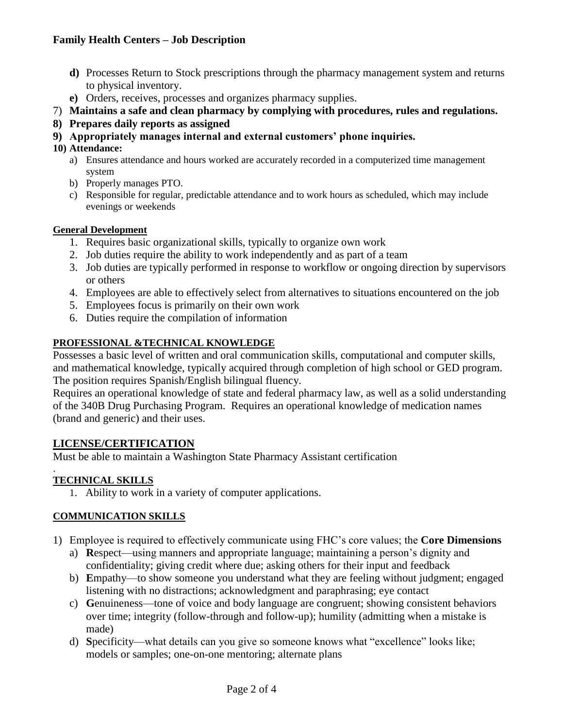- **d)** Processes Return to Stock prescriptions through the pharmacy management system and returns to physical inventory.
- **e)** Orders, receives, processes and organizes pharmacy supplies.

7) **Maintains a safe and clean pharmacy by complying with procedures, rules and regulations.**

8) **Prepares daily reports as assigned**

9) **Appropriately manages internal and external customers' phone inquiries.**

10) **Attendance:**
   a) Ensures attendance and hours worked are accurately recorded in a computerized time management system
   b) Properly manages PTO.
   c) Responsible for regular, predictable attendance and to work hours as scheduled, which may include evenings or weekends

**General Development**

1. Requires basic organizational skills, typically to organize own work
2. Job duties require the ability to work independently and as part of a team
3. Job duties are typically performed in response to workflow or ongoing direction by supervisors or others
4. Employees are able to effectively select from alternatives to situations encountered on the job
5. Employees focus is primarily on their own work
6. Duties require the compilation of information

**PROFESSIONAL &TECHNICAL KNOWLEDGE**

Possesses a basic level of written and oral communication skills, computational and computer skills, and mathematical knowledge, typically acquired through completion of high school or GED program. The position requires Spanish/English bilingual fluency.

Requires an operational knowledge of state and federal pharmacy law, as well as a solid understanding of the 340B Drug Purchasing Program. Requires an operational knowledge of medication names (brand and generic) and their uses.

## LICENSE/CERTIFICATION

Must be able to maintain a Washington State Pharmacy Assistant certification

.

**TECHNICAL SKILLS**

1. Ability to work in a variety of computer applications.

**COMMUNICATION SKILLS**

1) Employee is required to effectively communicate using FHC's core values; the **Core Dimensions**
   a) **R**espect—using manners and appropriate language; maintaining a person's dignity and confidentiality; giving credit where due; asking others for their input and feedback
   b) **E**mpathy—to show someone you understand what they are feeling without judgment; engaged listening with no distractions; acknowledgment and paraphrasing; eye contact
   c) **G**enuineness—tone of voice and body language are congruent; showing consistent behaviors over time; integrity (follow-through and follow-up); humility (admitting when a mistake is made)
   d) **S**pecificity—what details can you give so someone knows what "excellence" looks like; models or samples; one-on-one mentoring; alternate plans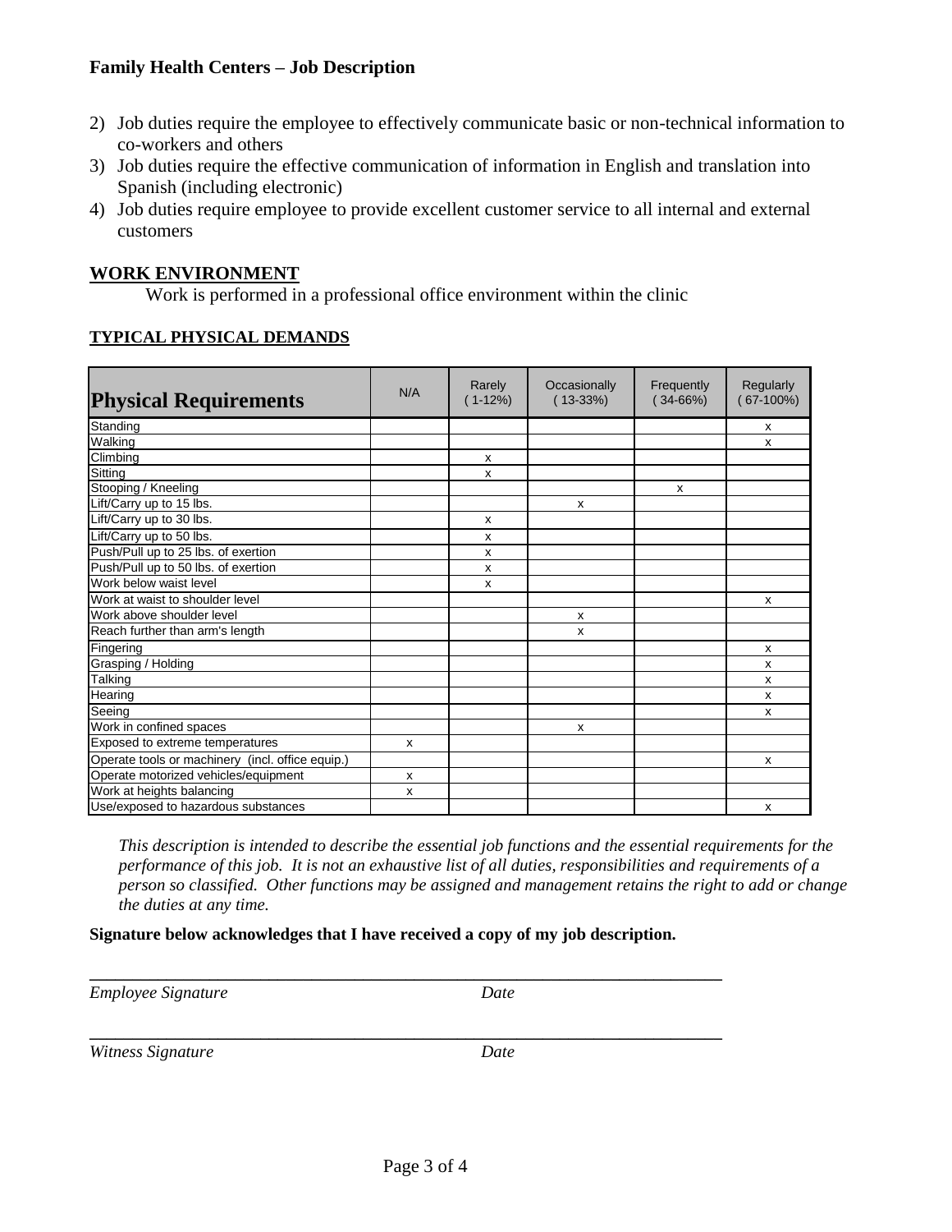2) Job duties require the employee to effectively communicate basic or non-technical information to co-workers and others
3) Job duties require the effective communication of information in English and translation into Spanish (including electronic)
4) Job duties require employee to provide excellent customer service to all internal and external customers

## WORK ENVIRONMENT

Work is performed in a professional office environment within the clinic

### TYPICAL PHYSICAL DEMANDS

| Physical Requirements | N/A | Rarely (1-12%) | Occasionally (13-33%) | Frequently (34-66%) | Regularly (67-100%) |
|---|---|---|---|---|---|
| Standing | | | | | x |
| Walking | | | | | x |
| Climbing | | x | | | |
| Sitting | | x | | | |
| Stooping / Kneeling | | | | x | |
| Lift/Carry up to 15 lbs. | | | x | | |
| Lift/Carry up to 30 lbs. | | x | | | |
| Lift/Carry up to 50 lbs. | | x | | | |
| Push/Pull up to 25 lbs. of exertion | | x | | | |
| Push/Pull up to 50 lbs. of exertion | | x | | | |
| Work below waist level | | x | | | |
| Work at waist to shoulder level | | | | | x |
| Work above shoulder level | | | x | | |
| Reach further than arm's length | | | x | | |
| Fingering | | | | | x |
| Grasping / Holding | | | | | x |
| Talking | | | | | x |
| Hearing | | | | | x |
| Seeing | | | | | x |
| Work in confined spaces | | | x | | |
| Exposed to extreme temperatures | x | | | | |
| Operate tools or machinery (incl. office equip.) | | | | | x |
| Operate motorized vehicles/equipment | x | | | | |
| Work at heights balancing | x | | | | |
| Use/exposed to hazardous substances | | | | | x |

*This description is intended to describe the essential job functions and the essential requirements for the performance of this job. It is not an exhaustive list of all duties, responsibilities and requirements of a person so classified. Other functions may be assigned and management retains the right to add or change the duties at any time.*

**Signature below acknowledges that I have received a copy of my job description.**

_______________________________________________

*Employee Signature* *Date*

_______________________________________________

*Witness Signature* *Date*